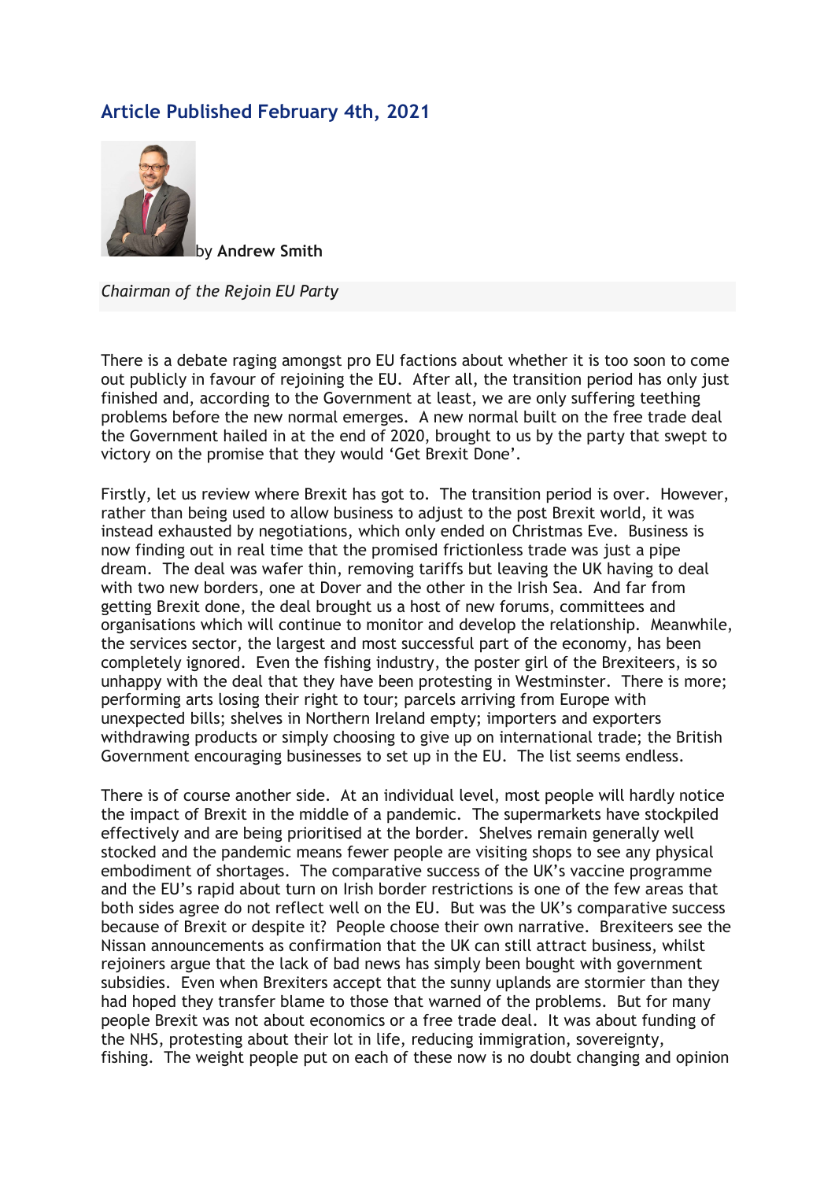## Article Published February 4th, 2021

by **Andrew Smith**

*Chairman of the Rejoin EU Party*

There is a debate raging amongst pro EU factions about whether it is too soon to come out publicly in favour of rejoining the EU. After all, the transition period has only just finished and, according to the Government at least, we are only suffering teething problems before the new normal emerges. A new normal built on the free trade deal the Government hailed in at the end of 2020, brought to us by the party that swept to victory on the promise that they would 'Get Brexit Done'.

Firstly, let us review where Brexit has got to. The transition period is over. However, rather than being used to allow business to adjust to the post Brexit world, it was instead exhausted by negotiations, which only ended on Christmas Eve. Business is now finding out in real time that the promised frictionless trade was just a pipe dream. The deal was wafer thin, removing tariffs but leaving the UK having to deal with two new borders, one at Dover and the other in the Irish Sea. And far from getting Brexit done, the deal brought us a host of new forums, committees and organisations which will continue to monitor and develop the relationship. Meanwhile, the services sector, the largest and most successful part of the economy, has been completely ignored. Even the fishing industry, the poster girl of the Brexiteers, is so unhappy with the deal that they have been protesting in Westminster. There is more; performing arts losing their right to tour; parcels arriving from Europe with unexpected bills; shelves in Northern Ireland empty; importers and exporters withdrawing products or simply choosing to give up on international trade; the British Government encouraging businesses to set up in the EU. The list seems endless.

There is of course another side. At an individual level, most people will hardly notice the impact of Brexit in the middle of a pandemic. The supermarkets have stockpiled effectively and are being prioritised at the border. Shelves remain generally well stocked and the pandemic means fewer people are visiting shops to see any physical embodiment of shortages. The comparative success of the UK's vaccine programme and the EU's rapid about turn on Irish border restrictions is one of the few areas that both sides agree do not reflect well on the EU. But was the UK's comparative success because of Brexit or despite it? People choose their own narrative. Brexiteers see the Nissan announcements as confirmation that the UK can still attract business, whilst rejoiners argue that the lack of bad news has simply been bought with government subsidies. Even when Brexiters accept that the sunny uplands are stormier than they had hoped they transfer blame to those that warned of the problems. But for many people Brexit was not about economics or a free trade deal. It was about funding of the NHS, protesting about their lot in life, reducing immigration, sovereignty, fishing. The weight people put on each of these now is no doubt changing and opinion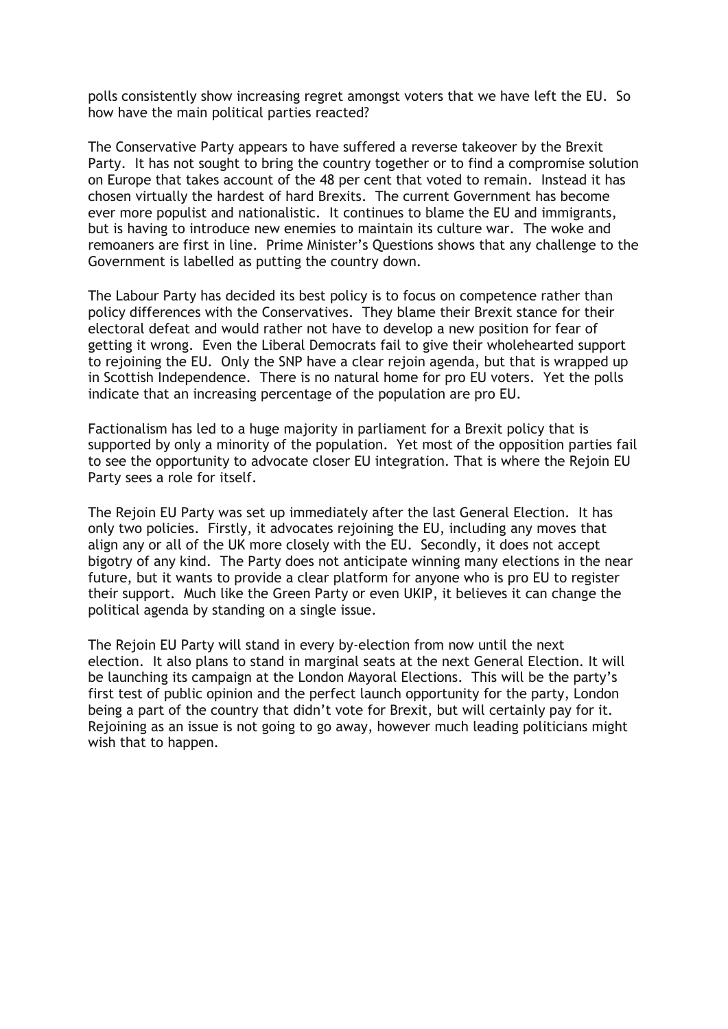polls consistently show increasing regret amongst voters that we have left the EU. So how have the main political parties reacted?

The Conservative Party appears to have suffered a reverse takeover by the Brexit Party. It has not sought to bring the country together or to find a compromise solution on Europe that takes account of the 48 per cent that voted to remain. Instead it has chosen virtually the hardest of hard Brexits. The current Government has become ever more populist and nationalistic. It continues to blame the EU and immigrants, but is having to introduce new enemies to maintain its culture war. The woke and remoaners are first in line. Prime Minister's Questions shows that any challenge to the Government is labelled as putting the country down.

The Labour Party has decided its best policy is to focus on competence rather than policy differences with the Conservatives. They blame their Brexit stance for their electoral defeat and would rather not have to develop a new position for fear of getting it wrong. Even the Liberal Democrats fail to give their wholehearted support to rejoining the EU. Only the SNP have a clear rejoin agenda, but that is wrapped up in Scottish Independence. There is no natural home for pro EU voters. Yet the polls indicate that an increasing percentage of the population are pro EU.

Factionalism has led to a huge majority in parliament for a Brexit policy that is supported by only a minority of the population. Yet most of the opposition parties fail to see the opportunity to advocate closer EU integration. That is where the Rejoin EU Party sees a role for itself.

The Rejoin EU Party was set up immediately after the last General Election. It has only two policies. Firstly, it advocates rejoining the EU, including any moves that align any or all of the UK more closely with the EU. Secondly, it does not accept bigotry of any kind. The Party does not anticipate winning many elections in the near future, but it wants to provide a clear platform for anyone who is pro EU to register their support. Much like the Green Party or even UKIP, it believes it can change the political agenda by standing on a single issue.

The Rejoin EU Party will stand in every by-election from now until the next election. It also plans to stand in marginal seats at the next General Election. It will be launching its campaign at the London Mayoral Elections. This will be the party's first test of public opinion and the perfect launch opportunity for the party, London being a part of the country that didn't vote for Brexit, but will certainly pay for it. Rejoining as an issue is not going to go away, however much leading politicians might wish that to happen.